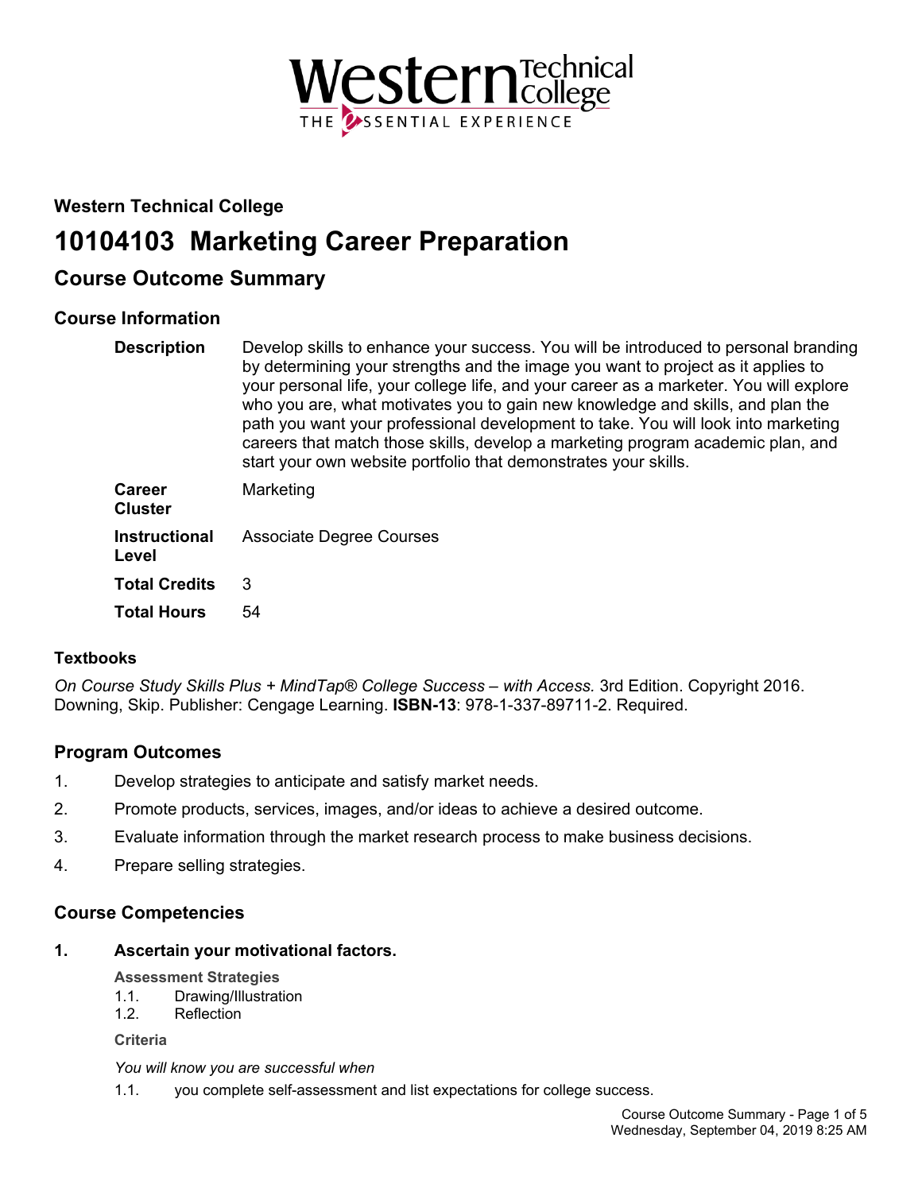## Western Technical College

# 10104103 Marketing Career Preparation

## Course Outcome Summary

### Course Information

| | |
|---|---|
| **Description** | Develop skills to enhance your success. You will be introduced to personal branding by determining your strengths and the image you want to project as it applies to your personal life, your college life, and your career as a marketer. You will explore who you are, what motivates you to gain new knowledge and skills, and plan the path you want your professional development to take. You will look into marketing careers that match those skills, develop a marketing program academic plan, and start your own website portfolio that demonstrates your skills. |
| **Career Cluster** | Marketing |
| **Instructional Level** | Associate Degree Courses |
| **Total Credits** | 3 |
| **Total Hours** | 54 |

### Textbooks

*On Course Study Skills Plus + MindTap® College Success – with Access.* 3rd Edition. Copyright 2016. Downing, Skip. Publisher: Cengage Learning. **ISBN-13**: 978-1-337-89711-2. Required.

### Program Outcomes

1. Develop strategies to anticipate and satisfy market needs.
2. Promote products, services, images, and/or ideas to achieve a desired outcome.
3. Evaluate information through the market research process to make business decisions.
4. Prepare selling strategies.

### Course Competencies

**1. Ascertain your motivational factors.**

**Assessment Strategies**

1.1. Drawing/Illustration
1.2. Reflection

**Criteria**

*You will know you are successful when*

1.1. you complete self-assessment and list expectations for college success.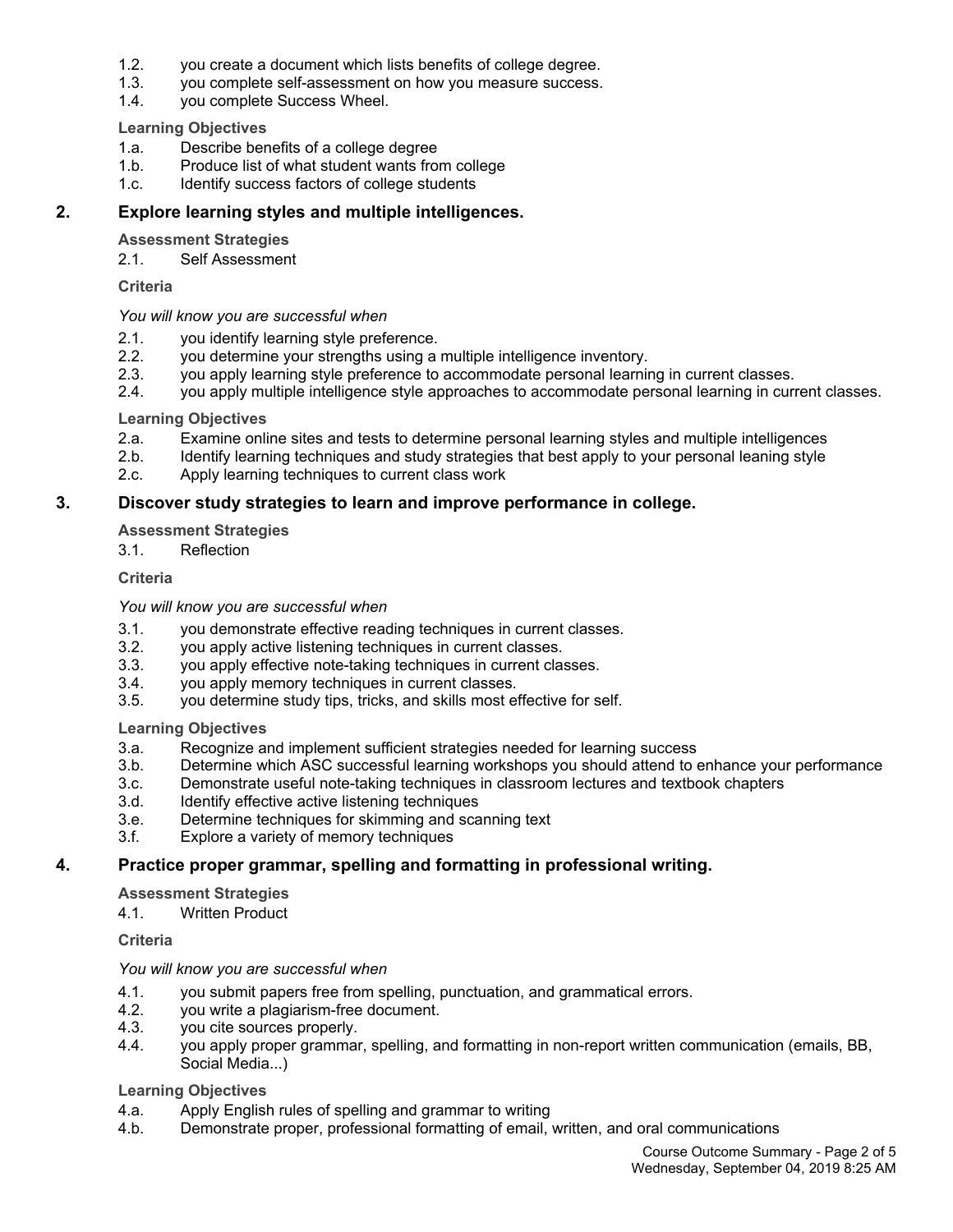1.2. you create a document which lists benefits of college degree.
1.3. you complete self-assessment on how you measure success.
1.4. you complete Success Wheel.

**Learning Objectives**

1.a. Describe benefits of a college degree
1.b. Produce list of what student wants from college
1.c. Identify success factors of college students

## 2. Explore learning styles and multiple intelligences.

**Assessment Strategies**

2.1. Self Assessment

**Criteria**

*You will know you are successful when*

2.1. you identify learning style preference.
2.2. you determine your strengths using a multiple intelligence inventory.
2.3. you apply learning style preference to accommodate personal learning in current classes.
2.4. you apply multiple intelligence style approaches to accommodate personal learning in current classes.

**Learning Objectives**

2.a. Examine online sites and tests to determine personal learning styles and multiple intelligences
2.b. Identify learning techniques and study strategies that best apply to your personal leaning style
2.c. Apply learning techniques to current class work

## 3. Discover study strategies to learn and improve performance in college.

**Assessment Strategies**

3.1. Reflection

**Criteria**

*You will know you are successful when*

3.1. you demonstrate effective reading techniques in current classes.
3.2. you apply active listening techniques in current classes.
3.3. you apply effective note-taking techniques in current classes.
3.4. you apply memory techniques in current classes.
3.5. you determine study tips, tricks, and skills most effective for self.

**Learning Objectives**

3.a. Recognize and implement sufficient strategies needed for learning success
3.b. Determine which ASC successful learning workshops you should attend to enhance your performance
3.c. Demonstrate useful note-taking techniques in classroom lectures and textbook chapters
3.d. Identify effective active listening techniques
3.e. Determine techniques for skimming and scanning text
3.f. Explore a variety of memory techniques

## 4. Practice proper grammar, spelling and formatting in professional writing.

**Assessment Strategies**

4.1. Written Product

**Criteria**

*You will know you are successful when*

4.1. you submit papers free from spelling, punctuation, and grammatical errors.
4.2. you write a plagiarism-free document.
4.3. you cite sources properly.
4.4. you apply proper grammar, spelling, and formatting in non-report written communication (emails, BB, Social Media...)

**Learning Objectives**

4.a. Apply English rules of spelling and grammar to writing
4.b. Demonstrate proper, professional formatting of email, written, and oral communications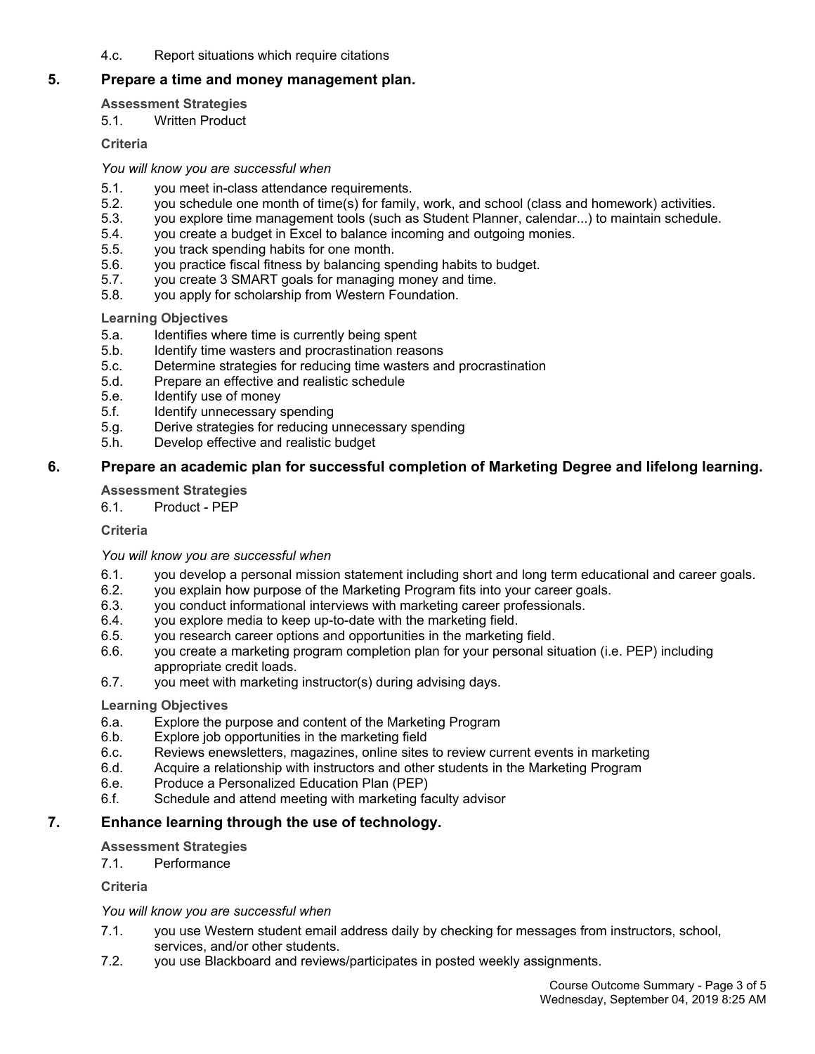4.c. Report situations which require citations

## 5. Prepare a time and money management plan.

**Assessment Strategies**

5.1. Written Product

**Criteria**

*You will know you are successful when*

5.1. you meet in-class attendance requirements.
5.2. you schedule one month of time(s) for family, work, and school (class and homework) activities.
5.3. you explore time management tools (such as Student Planner, calendar...) to maintain schedule.
5.4. you create a budget in Excel to balance incoming and outgoing monies.
5.5. you track spending habits for one month.
5.6. you practice fiscal fitness by balancing spending habits to budget.
5.7. you create 3 SMART goals for managing money and time.
5.8. you apply for scholarship from Western Foundation.

**Learning Objectives**

5.a. Identifies where time is currently being spent
5.b. Identify time wasters and procrastination reasons
5.c. Determine strategies for reducing time wasters and procrastination
5.d. Prepare an effective and realistic schedule
5.e. Identify use of money
5.f. Identify unnecessary spending
5.g. Derive strategies for reducing unnecessary spending
5.h. Develop effective and realistic budget

## 6. Prepare an academic plan for successful completion of Marketing Degree and lifelong learning.

**Assessment Strategies**

6.1. Product - PEP

**Criteria**

*You will know you are successful when*

6.1. you develop a personal mission statement including short and long term educational and career goals.
6.2. you explain how purpose of the Marketing Program fits into your career goals.
6.3. you conduct informational interviews with marketing career professionals.
6.4. you explore media to keep up-to-date with the marketing field.
6.5. you research career options and opportunities in the marketing field.
6.6. you create a marketing program completion plan for your personal situation (i.e. PEP) including appropriate credit loads.
6.7. you meet with marketing instructor(s) during advising days.

**Learning Objectives**

6.a. Explore the purpose and content of the Marketing Program
6.b. Explore job opportunities in the marketing field
6.c. Reviews enewsletters, magazines, online sites to review current events in marketing
6.d. Acquire a relationship with instructors and other students in the Marketing Program
6.e. Produce a Personalized Education Plan (PEP)
6.f. Schedule and attend meeting with marketing faculty advisor

## 7. Enhance learning through the use of technology.

**Assessment Strategies**

7.1. Performance

**Criteria**

*You will know you are successful when*

7.1. you use Western student email address daily by checking for messages from instructors, school, services, and/or other students.
7.2. you use Blackboard and reviews/participates in posted weekly assignments.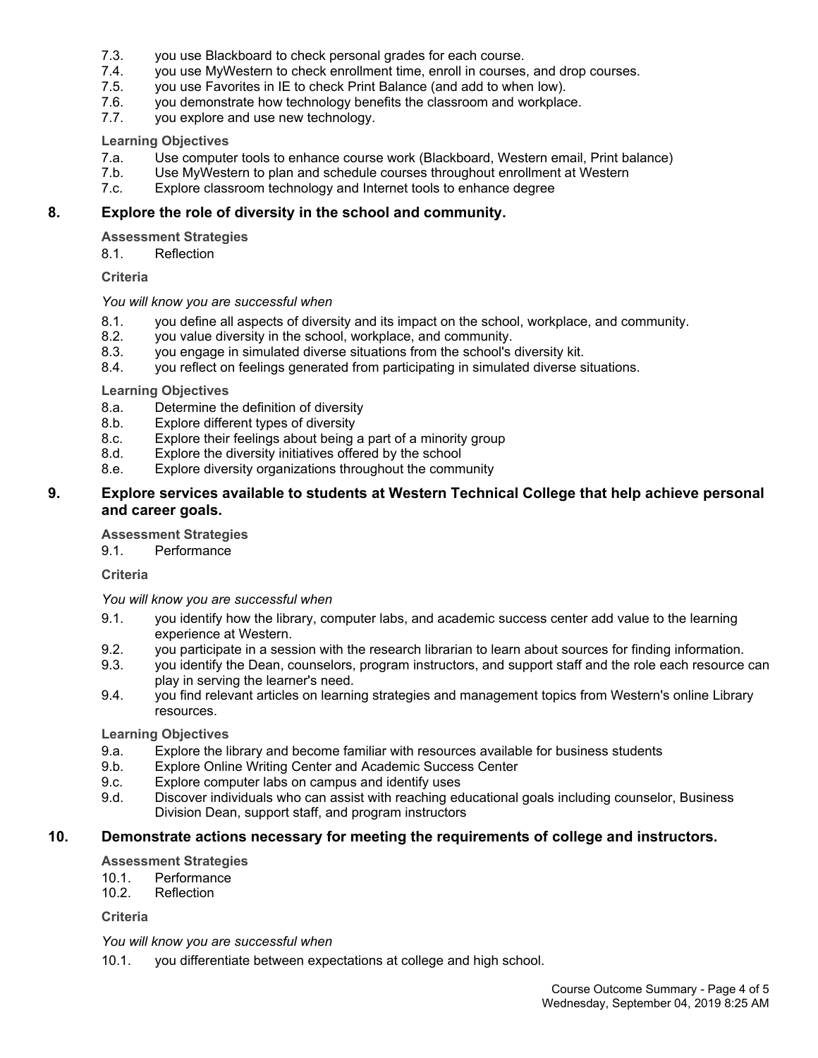7.3. you use Blackboard to check personal grades for each course.
7.4. you use MyWestern to check enrollment time, enroll in courses, and drop courses.
7.5. you use Favorites in IE to check Print Balance (and add to when low).
7.6. you demonstrate how technology benefits the classroom and workplace.
7.7. you explore and use new technology.

**Learning Objectives**

7.a. Use computer tools to enhance course work (Blackboard, Western email, Print balance)
7.b. Use MyWestern to plan and schedule courses throughout enrollment at Western
7.c. Explore classroom technology and Internet tools to enhance degree

## 8. Explore the role of diversity in the school and community.

**Assessment Strategies**

8.1. Reflection

**Criteria**

*You will know you are successful when*

8.1. you define all aspects of diversity and its impact on the school, workplace, and community.
8.2. you value diversity in the school, workplace, and community.
8.3. you engage in simulated diverse situations from the school's diversity kit.
8.4. you reflect on feelings generated from participating in simulated diverse situations.

**Learning Objectives**

8.a. Determine the definition of diversity
8.b. Explore different types of diversity
8.c. Explore their feelings about being a part of a minority group
8.d. Explore the diversity initiatives offered by the school
8.e. Explore diversity organizations throughout the community

## 9. Explore services available to students at Western Technical College that help achieve personal and career goals.

**Assessment Strategies**

9.1. Performance

**Criteria**

*You will know you are successful when*

9.1. you identify how the library, computer labs, and academic success center add value to the learning experience at Western.
9.2. you participate in a session with the research librarian to learn about sources for finding information.
9.3. you identify the Dean, counselors, program instructors, and support staff and the role each resource can play in serving the learner's need.
9.4. you find relevant articles on learning strategies and management topics from Western's online Library resources.

**Learning Objectives**

9.a. Explore the library and become familiar with resources available for business students
9.b. Explore Online Writing Center and Academic Success Center
9.c. Explore computer labs on campus and identify uses
9.d. Discover individuals who can assist with reaching educational goals including counselor, Business Division Dean, support staff, and program instructors

## 10. Demonstrate actions necessary for meeting the requirements of college and instructors.

**Assessment Strategies**

10.1. Performance
10.2. Reflection

**Criteria**

*You will know you are successful when*

10.1. you differentiate between expectations at college and high school.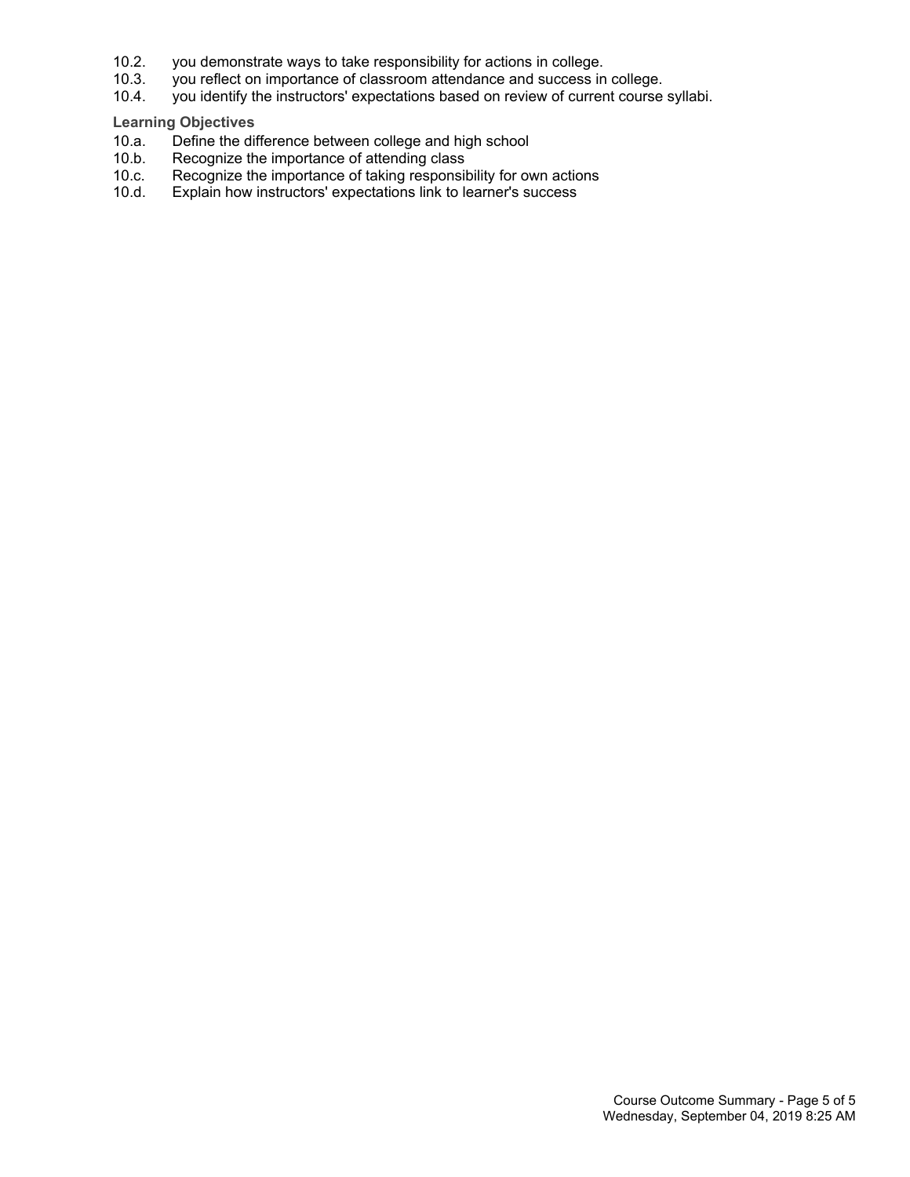10.2. you demonstrate ways to take responsibility for actions in college.
10.3. you reflect on importance of classroom attendance and success in college.
10.4. you identify the instructors' expectations based on review of current course syllabi.

**Learning Objectives**

10.a. Define the difference between college and high school
10.b. Recognize the importance of attending class
10.c. Recognize the importance of taking responsibility for own actions
10.d. Explain how instructors' expectations link to learner's success